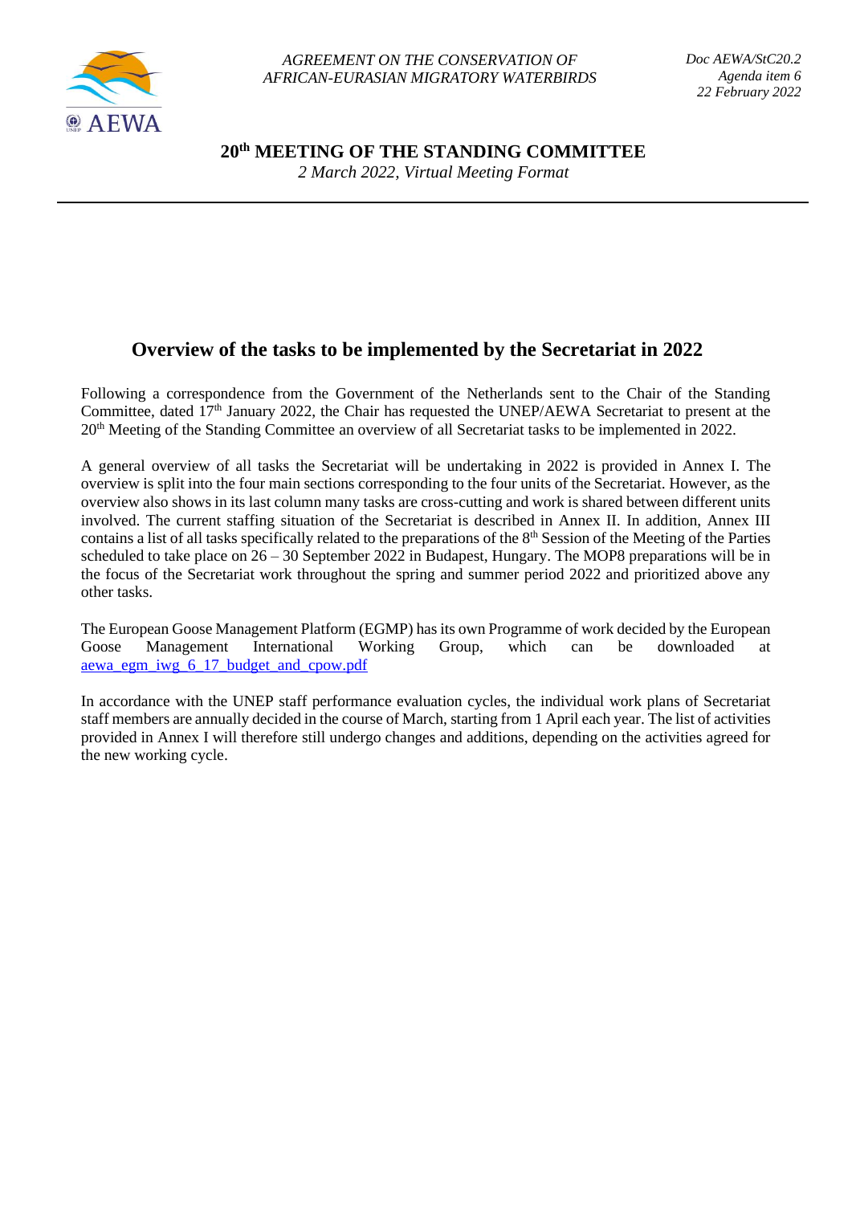AGREEMENT ON THE CONSERVATION OF AFRICAN-EURASIAN MIGRATORY WATERBIRDS

*Doc AEWA/StC20.2*
*Agenda item 6*
*22 February 2022*

**20th MEETING OF THE STANDING COMMITTEE**
*2 March 2022, Virtual Meeting Format*

# Overview of the tasks to be implemented by the Secretariat in 2022

Following a correspondence from the Government of the Netherlands sent to the Chair of the Standing Committee, dated 17th January 2022, the Chair has requested the UNEP/AEWA Secretariat to present at the 20th Meeting of the Standing Committee an overview of all Secretariat tasks to be implemented in 2022.

A general overview of all tasks the Secretariat will be undertaking in 2022 is provided in Annex I. The overview is split into the four main sections corresponding to the four units of the Secretariat. However, as the overview also shows in its last column many tasks are cross-cutting and work is shared between different units involved. The current staffing situation of the Secretariat is described in Annex II. In addition, Annex III contains a list of all tasks specifically related to the preparations of the 8th Session of the Meeting of the Parties scheduled to take place on 26 – 30 September 2022 in Budapest, Hungary. The MOP8 preparations will be in the focus of the Secretariat work throughout the spring and summer period 2022 and prioritized above any other tasks.

The European Goose Management Platform (EGMP) has its own Programme of work decided by the European Goose Management International Working Group, which can be downloaded at aewa_egm_iwg_6_17_budget_and_cpow.pdf

In accordance with the UNEP staff performance evaluation cycles, the individual work plans of Secretariat staff members are annually decided in the course of March, starting from 1 April each year. The list of activities provided in Annex I will therefore still undergo changes and additions, depending on the activities agreed for the new working cycle.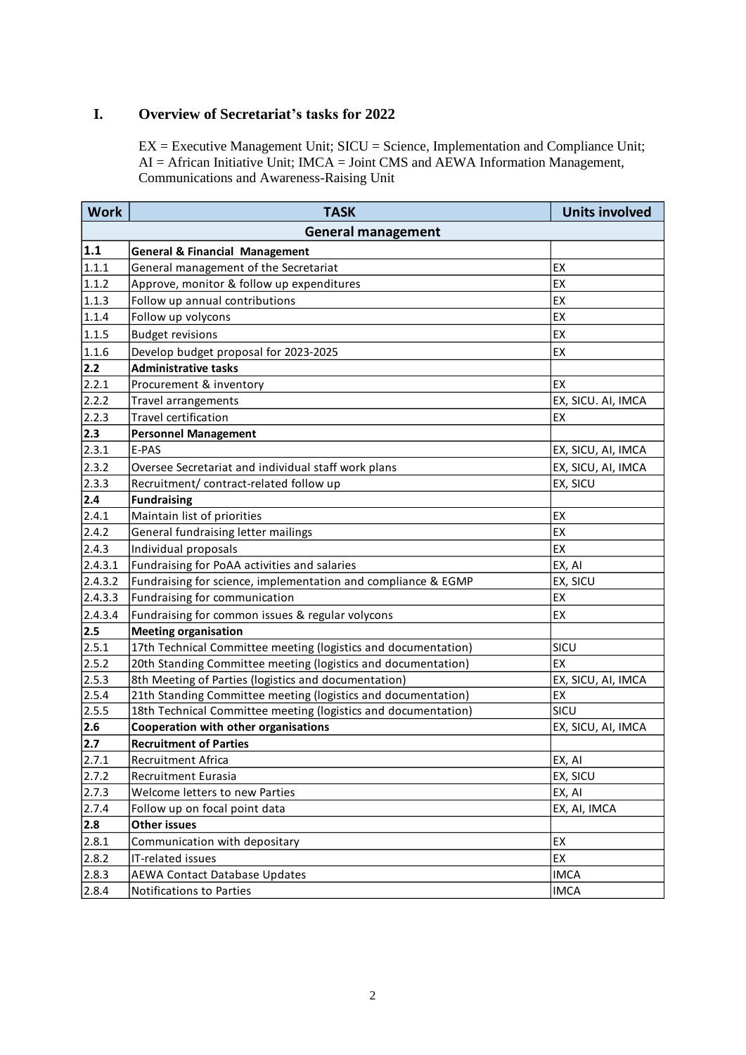## I. Overview of Secretariat's tasks for 2022

EX = Executive Management Unit; SICU = Science, Implementation and Compliance Unit; AI = African Initiative Unit; IMCA = Joint CMS and AEWA Information Management, Communications and Awareness-Raising Unit

| Work | TASK | Units involved |
|---|---|---|
| | **General management** | |
| **1.1** | **General & Financial Management** | |
| 1.1.1 | General management of the Secretariat | EX |
| 1.1.2 | Approve, monitor & follow up expenditures | EX |
| 1.1.3 | Follow up annual contributions | EX |
| 1.1.4 | Follow up volycons | EX |
| 1.1.5 | Budget revisions | EX |
| 1.1.6 | Develop budget proposal for 2023-2025 | EX |
| **2.2** | **Administrative tasks** | |
| 2.2.1 | Procurement & inventory | EX |
| 2.2.2 | Travel arrangements | EX, SICU. AI, IMCA |
| 2.2.3 | Travel certification | EX |
| **2.3** | **Personnel Management** | |
| 2.3.1 | E-PAS | EX, SICU, AI, IMCA |
| 2.3.2 | Oversee Secretariat and individual staff work plans | EX, SICU, AI, IMCA |
| 2.3.3 | Recruitment/ contract-related follow up | EX, SICU |
| **2.4** | **Fundraising** | |
| 2.4.1 | Maintain list of priorities | EX |
| 2.4.2 | General fundraising letter mailings | EX |
| 2.4.3 | Individual proposals | EX |
| 2.4.3.1 | Fundraising for PoAA activities and salaries | EX, AI |
| 2.4.3.2 | Fundraising for science, implementation and compliance & EGMP | EX, SICU |
| 2.4.3.3 | Fundraising for communication | EX |
| 2.4.3.4 | Fundraising for common issues & regular volycons | EX |
| **2.5** | **Meeting organisation** | |
| 2.5.1 | 17th Technical Committee meeting (logistics and documentation) | SICU |
| 2.5.2 | 20th Standing Committee meeting (logistics and documentation) | EX |
| 2.5.3 | 8th Meeting of Parties (logistics and documentation) | EX, SICU, AI, IMCA |
| 2.5.4 | 21th Standing Committee meeting (logistics and documentation) | EX |
| 2.5.5 | 18th Technical Committee meeting (logistics and documentation) | SICU |
| **2.6** | **Cooperation with other organisations** | EX, SICU, AI, IMCA |
| **2.7** | **Recruitment of Parties** | |
| 2.7.1 | Recruitment Africa | EX, AI |
| 2.7.2 | Recruitment Eurasia | EX, SICU |
| 2.7.3 | Welcome letters to new Parties | EX, AI |
| 2.7.4 | Follow up on focal point data | EX, AI, IMCA |
| **2.8** | **Other issues** | |
| 2.8.1 | Communication with depositary | EX |
| 2.8.2 | IT-related issues | EX |
| 2.8.3 | AEWA Contact Database Updates | IMCA |
| 2.8.4 | Notifications to Parties | IMCA |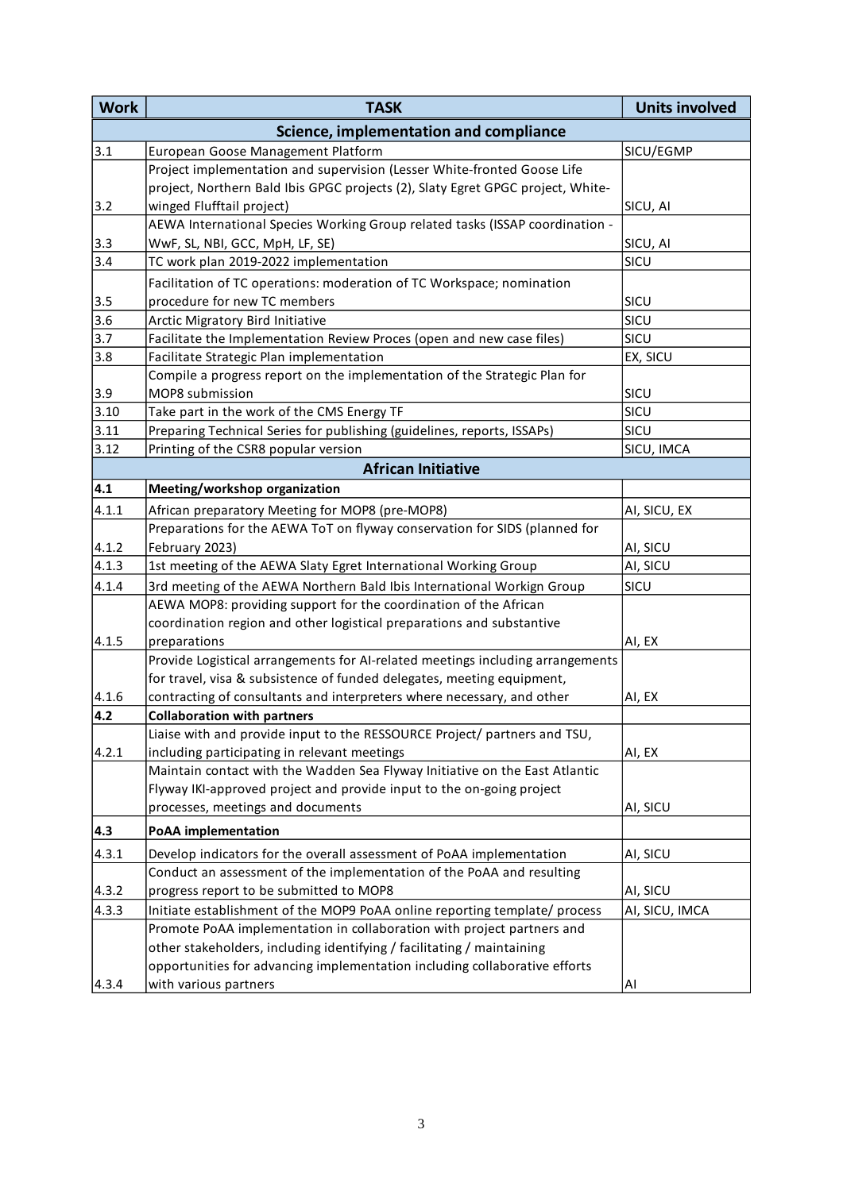| Work | TASK | Units involved |
|---|---|---|
| | **Science, implementation and compliance** | |
| 3.1 | European Goose Management Platform | SICU/EGMP |
| 3.2 | Project implementation and supervision (Lesser White-fronted Goose Life project, Northern Bald Ibis GPGC projects (2), Slaty Egret GPGC project, White-winged Flufftail project) | SICU, AI |
| 3.3 | AEWA International Species Working Group related tasks (ISSAP coordination - WwF, SL, NBI, GCC, MpH, LF, SE) | SICU, AI |
| 3.4 | TC work plan 2019-2022 implementation | SICU |
| 3.5 | Facilitation of TC operations: moderation of TC Workspace; nomination procedure for new TC members | SICU |
| 3.6 | Arctic Migratory Bird Initiative | SICU |
| 3.7 | Facilitate the Implementation Review Proces (open and new case files) | SICU |
| 3.8 | Facilitate Strategic Plan implementation | EX, SICU |
| 3.9 | Compile a progress report on the implementation of the Strategic Plan for MOP8 submission | SICU |
| 3.10 | Take part in the work of the CMS Energy TF | SICU |
| 3.11 | Preparing Technical Series for publishing (guidelines, reports, ISSAPs) | SICU |
| 3.12 | Printing of the CSR8 popular version | SICU, IMCA |
| | **African Initiative** | |
| **4.1** | **Meeting/workshop organization** | |
| 4.1.1 | African preparatory Meeting for MOP8 (pre-MOP8) | AI, SICU, EX |
| 4.1.2 | Preparations for the AEWA ToT on flyway conservation for SIDS (planned for February 2023) | AI, SICU |
| 4.1.3 | 1st meeting of the AEWA Slaty Egret International Working Group | AI, SICU |
| 4.1.4 | 3rd meeting of the AEWA Northern Bald Ibis International Workign Group | SICU |
| 4.1.5 | AEWA MOP8: providing support for the coordination of the African coordination region and other logistical preparations and substantive preparations | AI, EX |
| 4.1.6 | Provide Logistical arrangements for AI-related meetings including arrangements for travel, visa & subsistence of funded delegates, meeting equipment, contracting of consultants and interpreters where necessary, and other | AI, EX |
| **4.2** | **Collaboration with partners** | |
| 4.2.1 | Liaise with and provide input to the RESSOURCE Project/ partners and TSU, including participating in relevant meetings | AI, EX |
| | Maintain contact with the Wadden Sea Flyway Initiative on the East Atlantic Flyway IKI-approved project and provide input to the on-going project processes, meetings and documents | AI, SICU |
| **4.3** | **PoAA implementation** | |
| 4.3.1 | Develop indicators for the overall assessment of PoAA implementation | AI, SICU |
| 4.3.2 | Conduct an assessment of the implementation of the PoAA and resulting progress report to be submitted to MOP8 | AI, SICU |
| 4.3.3 | Initiate establishment of the MOP9 PoAA online reporting template/ process | AI, SICU, IMCA |
| 4.3.4 | Promote PoAA implementation in collaboration with project partners and other stakeholders, including identifying / facilitating / maintaining opportunities for advancing implementation including collaborative efforts with various partners | AI |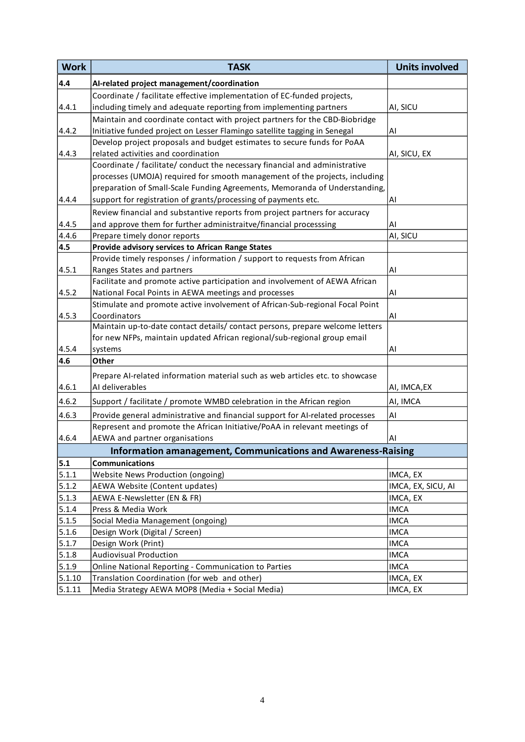| Work | TASK | Units involved |
|---|---|---|
| **4.4** | **AI-related project management/coordination** | |
| 4.4.1 | Coordinate / facilitate effective implementation of EC-funded projects, including timely and adequate reporting from implementing partners | AI, SICU |
| 4.4.2 | Maintain and coordinate contact with project partners for the CBD-Biobridge Initiative funded project on Lesser Flamingo satellite tagging in Senegal | AI |
| 4.4.3 | Develop project proposals and budget estimates to secure funds for PoAA related activities and coordination | AI, SICU, EX |
| 4.4.4 | Coordinate / facilitate/ conduct the necessary financial and administrative processes (UMOJA) required for smooth management of the projects, including preparation of Small-Scale Funding Agreements, Memoranda of Understanding, support for registration of grants/processing of payments etc. | AI |
| 4.4.5 | Review financial and substantive reports from project partners for accuracy and approve them for further administraitve/financial processsing | AI |
| 4.4.6 | Prepare timely donor reports | AI, SICU |
| **4.5** | **Provide advisory services to African Range States** | |
| 4.5.1 | Provide timely responses / information / support to requests from African Ranges States and partners | AI |
| 4.5.2 | Facilitate and promote active participation and involvement of AEWA African National Focal Points in AEWA meetings and processes | AI |
| 4.5.3 | Stimulate and promote active involvement of African-Sub-regional Focal Point Coordinators | AI |
| 4.5.4 | Maintain up-to-date contact details/ contact persons, prepare welcome letters for new NFPs, maintain updated African regional/sub-regional group email systems | AI |
| **4.6** | **Other** | |
| 4.6.1 | Prepare AI-related information material such as web articles etc. to showcase AI deliverables | AI, IMCA,EX |
| 4.6.2 | Support / facilitate / promote WMBD celebration in the African region | AI, IMCA |
| 4.6.3 | Provide general administrative and financial support for AI-related processes | AI |
| 4.6.4 | Represent and promote the African Initiative/PoAA in relevant meetings of AEWA and partner organisations | AI |
| | **Information amanagement, Communications and Awareness-Raising** | |
| **5.1** | **Communications** | |
| 5.1.1 | Website News Production (ongoing) | IMCA, EX |
| 5.1.2 | AEWA Website (Content updates) | IMCA, EX, SICU, AI |
| 5.1.3 | AEWA E-Newsletter (EN & FR) | IMCA, EX |
| 5.1.4 | Press & Media Work | IMCA |
| 5.1.5 | Social Media Management (ongoing) | IMCA |
| 5.1.6 | Design Work (Digital / Screen) | IMCA |
| 5.1.7 | Design Work (Print) | IMCA |
| 5.1.8 | Audiovisual Production | IMCA |
| 5.1.9 | Online National Reporting - Communication to Parties | IMCA |
| 5.1.10 | Translation Coordination (for web and other) | IMCA, EX |
| 5.1.11 | Media Strategy AEWA MOP8 (Media + Social Media) | IMCA, EX |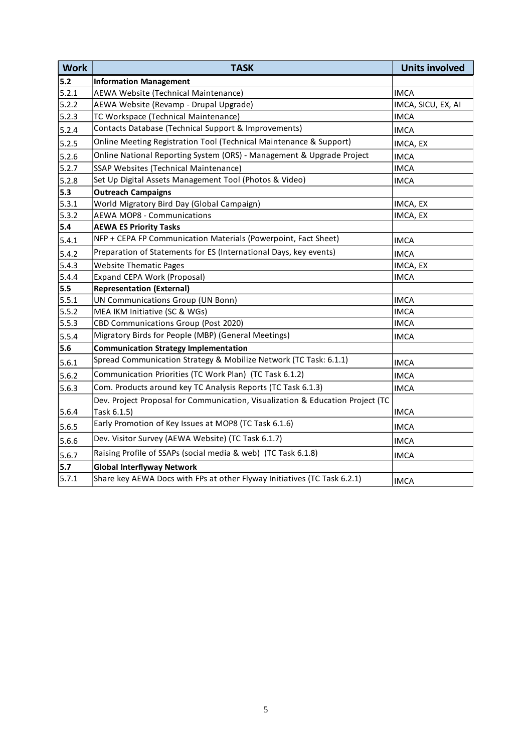| Work | TASK | Units involved |
|---|---|---|
| **5.2** | **Information Management** | |
| 5.2.1 | AEWA Website (Technical Maintenance) | IMCA |
| 5.2.2 | AEWA Website (Revamp - Drupal Upgrade) | IMCA, SICU, EX, AI |
| 5.2.3 | TC Workspace (Technical Maintenance) | IMCA |
| 5.2.4 | Contacts Database (Technical Support & Improvements) | IMCA |
| 5.2.5 | Online Meeting Registration Tool (Technical Maintenance & Support) | IMCA, EX |
| 5.2.6 | Online National Reporting System (ORS) - Management & Upgrade Project | IMCA |
| 5.2.7 | SSAP Websites (Technical Maintenance) | IMCA |
| 5.2.8 | Set Up Digital Assets Management Tool (Photos & Video) | IMCA |
| **5.3** | **Outreach Campaigns** | |
| 5.3.1 | World Migratory Bird Day (Global Campaign) | IMCA, EX |
| 5.3.2 | AEWA MOP8 - Communications | IMCA, EX |
| **5.4** | **AEWA ES Priority Tasks** | |
| 5.4.1 | NFP + CEPA FP Communication Materials (Powerpoint, Fact Sheet) | IMCA |
| 5.4.2 | Preparation of Statements for ES (International Days, key events) | IMCA |
| 5.4.3 | Website Thematic Pages | IMCA, EX |
| 5.4.4 | Expand CEPA Work (Proposal) | IMCA |
| **5.5** | **Representation (External)** | |
| 5.5.1 | UN Communications Group (UN Bonn) | IMCA |
| 5.5.2 | MEA IKM Initiative (SC & WGs) | IMCA |
| 5.5.3 | CBD Communications Group (Post 2020) | IMCA |
| 5.5.4 | Migratory Birds for People (MBP) (General Meetings) | IMCA |
| **5.6** | **Communication Strategy Implementation** | |
| 5.6.1 | Spread Communication Strategy & Mobilize Network (TC Task: 6.1.1) | IMCA |
| 5.6.2 | Communication Priorities (TC Work Plan) (TC Task 6.1.2) | IMCA |
| 5.6.3 | Com. Products around key TC Analysis Reports (TC Task 6.1.3) | IMCA |
| 5.6.4 | Dev. Project Proposal for Communication, Visualization & Education Project (TC Task 6.1.5) | IMCA |
| 5.6.5 | Early Promotion of Key Issues at MOP8 (TC Task 6.1.6) | IMCA |
| 5.6.6 | Dev. Visitor Survey (AEWA Website) (TC Task 6.1.7) | IMCA |
| 5.6.7 | Raising Profile of SSAPs (social media & web) (TC Task 6.1.8) | IMCA |
| **5.7** | **Global Interflyway Network** | |
| 5.7.1 | Share key AEWA Docs with FPs at other Flyway Initiatives (TC Task 6.2.1) | IMCA |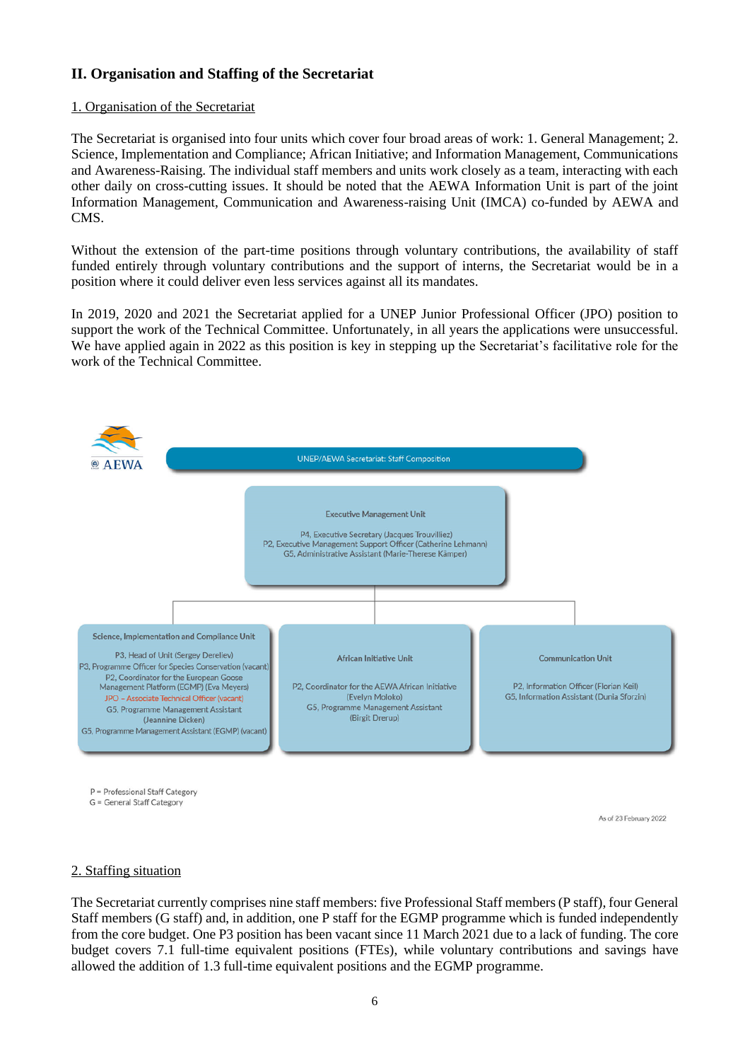## II. Organisation and Staffing of the Secretariat

### 1. Organisation of the Secretariat

The Secretariat is organised into four units which cover four broad areas of work: 1. General Management; 2. Science, Implementation and Compliance; African Initiative; and Information Management, Communications and Awareness-Raising. The individual staff members and units work closely as a team, interacting with each other daily on cross-cutting issues. It should be noted that the AEWA Information Unit is part of the joint Information Management, Communication and Awareness-raising Unit (IMCA) co-funded by AEWA and CMS.

Without the extension of the part-time positions through voluntary contributions, the availability of staff funded entirely through voluntary contributions and the support of interns, the Secretariat would be in a position where it could deliver even less services against all its mandates.

In 2019, 2020 and 2021 the Secretariat applied for a UNEP Junior Professional Officer (JPO) position to support the work of the Technical Committee. Unfortunately, in all years the applications were unsuccessful. We have applied again in 2022 as this position is key in stepping up the Secretariat's facilitative role for the work of the Technical Committee.

AEWA

UNEP/AEWA Secretariat: Staff Composition

**Executive Management Unit**

P4, Executive Secretary (Jacques Trouvilliez)
P2, Executive Management Support Officer (Catherine Lehmann)
G5, Administrative Assistant (Marie-Therese Kämper)

**Science, Implementation and Compliance Unit**

P3, Head of Unit (Sergey Dereliev)
P3, Programme Officer for Species Conservation (vacant)
P2, Coordinator for the European Goose Management Platform (EGMP) (Eva Meyers)
JPO – Associate Technical Officer (vacant)
G5, Programme Management Assistant (Jeannine Dicken)
G5, Programme Management Assistant (EGMP) (vacant)

**African Initiative Unit**

P2, Coordinator for the AEWA African Initiative (Evelyn Moloko)
G5, Programme Management Assistant (Birgit Drerup)

**Communication Unit**

P2, Information Officer (Florian Keil)
G5, Information Assistant (Dunia Sforzin)

P = Professional Staff Category
G = General Staff Category

As of 23 February 2022

### 2. Staffing situation

The Secretariat currently comprises nine staff members: five Professional Staff members (P staff), four General Staff members (G staff) and, in addition, one P staff for the EGMP programme which is funded independently from the core budget. One P3 position has been vacant since 11 March 2021 due to a lack of funding. The core budget covers 7.1 full-time equivalent positions (FTEs), while voluntary contributions and savings have allowed the addition of 1.3 full-time equivalent positions and the EGMP programme.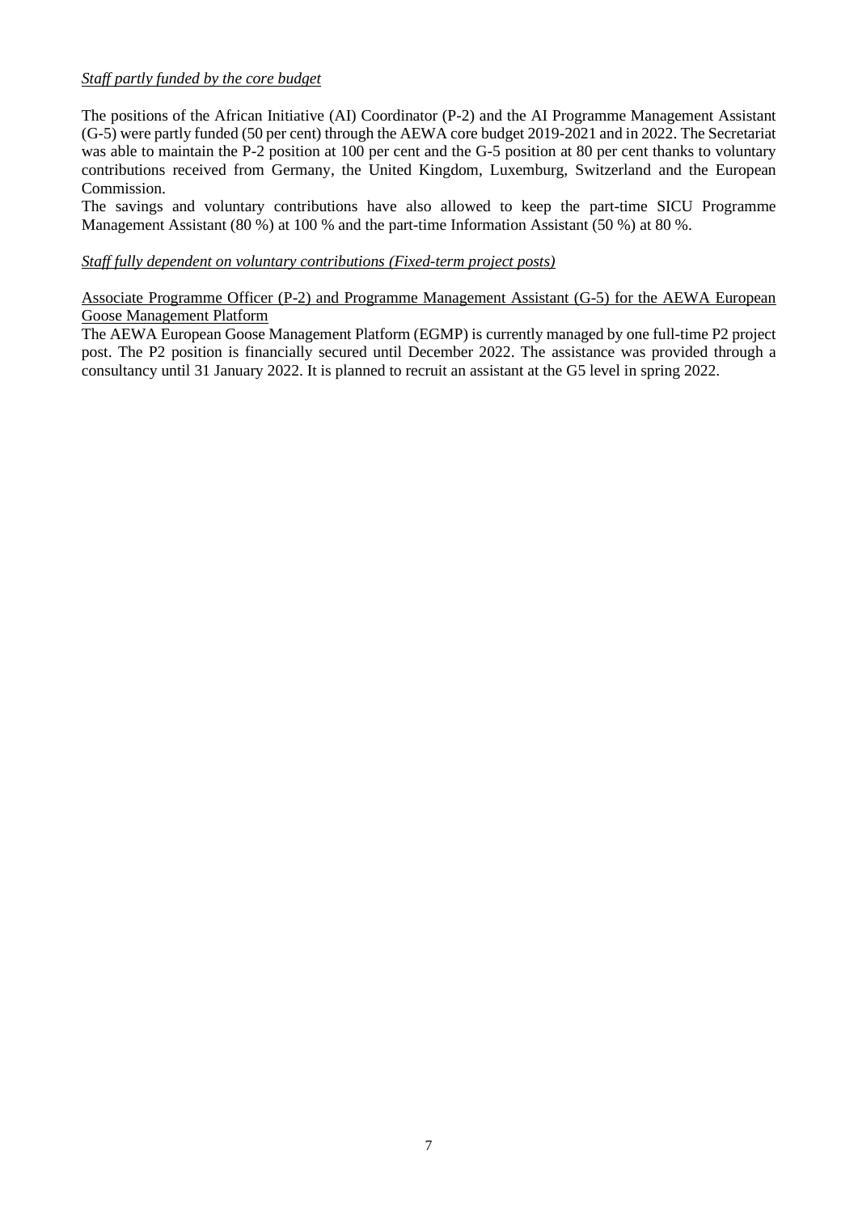*Staff partly funded by the core budget*

The positions of the African Initiative (AI) Coordinator (P-2) and the AI Programme Management Assistant (G-5) were partly funded (50 per cent) through the AEWA core budget 2019-2021 and in 2022. The Secretariat was able to maintain the P-2 position at 100 per cent and the G-5 position at 80 per cent thanks to voluntary contributions received from Germany, the United Kingdom, Luxemburg, Switzerland and the European Commission.

The savings and voluntary contributions have also allowed to keep the part-time SICU Programme Management Assistant (80 %) at 100 % and the part-time Information Assistant (50 %) at 80 %.

*Staff fully dependent on voluntary contributions (Fixed-term project posts)*

Associate Programme Officer (P-2) and Programme Management Assistant (G-5) for the AEWA European Goose Management Platform

The AEWA European Goose Management Platform (EGMP) is currently managed by one full-time P2 project post. The P2 position is financially secured until December 2022. The assistance was provided through a consultancy until 31 January 2022. It is planned to recruit an assistant at the G5 level in spring 2022.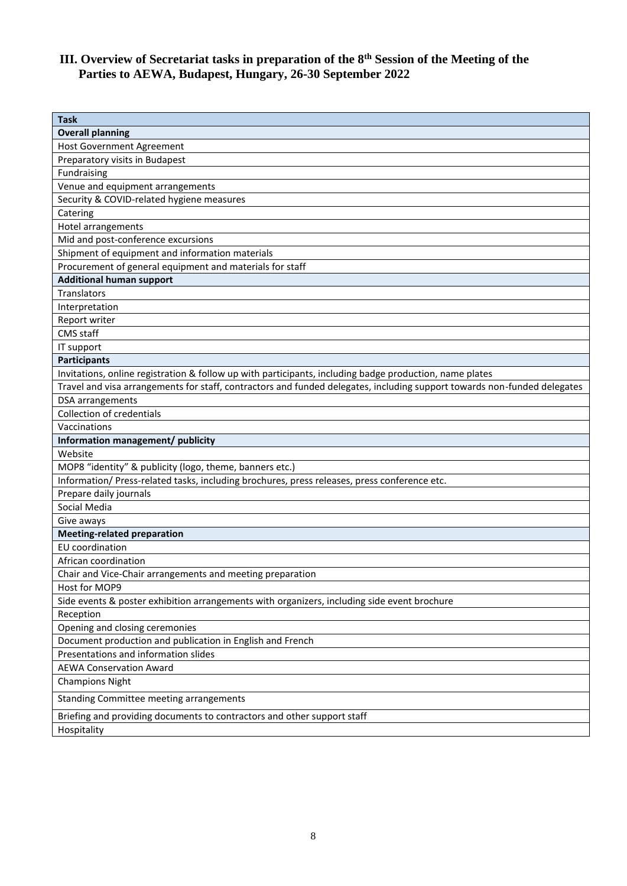## III. Overview of Secretariat tasks in preparation of the 8th Session of the Meeting of the Parties to AEWA, Budapest, Hungary, 26-30 September 2022

| Task |
| --- |
| **Overall planning** |
| Host Government Agreement |
| Preparatory visits in Budapest |
| Fundraising |
| Venue and equipment arrangements |
| Security & COVID-related hygiene measures |
| Catering |
| Hotel arrangements |
| Mid and post-conference excursions |
| Shipment of equipment and information materials |
| Procurement of general equipment and materials for staff |
| **Additional human support** |
| Translators |
| Interpretation |
| Report writer |
| CMS staff |
| IT support |
| **Participants** |
| Invitations, online registration & follow up with participants, including badge production, name plates |
| Travel and visa arrangements for staff, contractors and funded delegates, including support towards non-funded delegates |
| DSA arrangements |
| Collection of credentials |
| Vaccinations |
| **Information management/ publicity** |
| Website |
| MOP8 "identity" & publicity (logo, theme, banners etc.) |
| Information/ Press-related tasks, including brochures, press releases, press conference etc. |
| Prepare daily journals |
| Social Media |
| Give aways |
| **Meeting-related preparation** |
| EU coordination |
| African coordination |
| Chair and Vice-Chair arrangements and meeting preparation |
| Host for MOP9 |
| Side events & poster exhibition arrangements with organizers, including side event brochure |
| Reception |
| Opening and closing ceremonies |
| Document production and publication in English and French |
| Presentations and information slides |
| AEWA Conservation Award |
| Champions Night |
| Standing Committee meeting arrangements |
| Briefing and providing documents to contractors and other support staff |
| Hospitality |